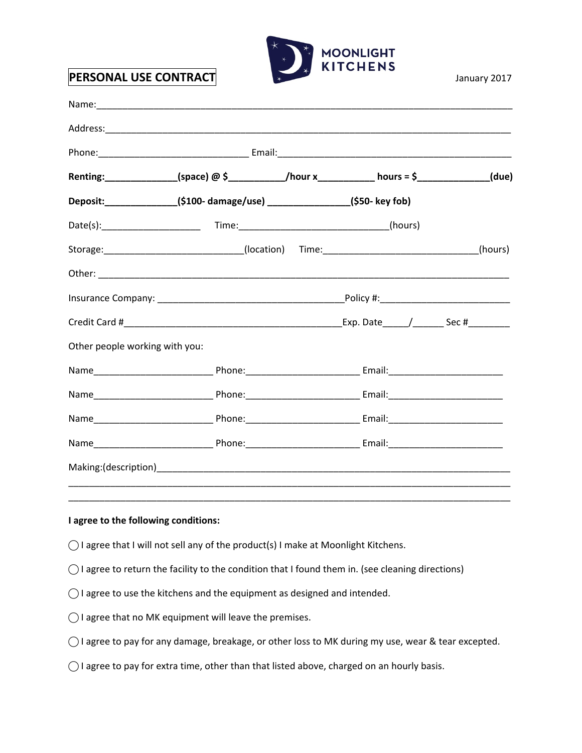# PERSONAL USE CONTRACT

MOONLIGHT KITCHENS

January 2017

Name:______________________________________________________________________________

Address:____________________________________________________________________________

Phone:____________________________ Email:____________________________________________

**Renting:_____________(space) @ $__________/hour x__________ hours = $_____________(due)**

**Deposit:_____________($100- damage/use) _______________($50- key fob)**

Date(s):__________________ Time:____________________________(hours)

Storage:_________________________(location) Time:____________________________(hours)

Other: _____________________________________________________________________________

Insurance Company: __________________________________Policy #:________________________

Credit Card #_________________________________________Exp. Date_____/______ Sec #________

Other people working with you:

Name______________________ Phone:_____________________ Email:_____________________

Name______________________ Phone:_____________________ Email:_____________________

Name______________________ Phone:_____________________ Email:_____________________

Name______________________ Phone:_____________________ Email:_____________________

Making:(description)_________________________________________________________________

____________________________________________________________________________________

____________________________________________________________________________________

**I agree to the following conditions:**

◯ I agree that I will not sell any of the product(s) I make at Moonlight Kitchens.

◯ I agree to return the facility to the condition that I found them in. (see cleaning directions)

◯ I agree to use the kitchens and the equipment as designed and intended.

◯ I agree that no MK equipment will leave the premises.

◯ I agree to pay for any damage, breakage, or other loss to MK during my use, wear & tear excepted.

◯ I agree to pay for extra time, other than that listed above, charged on an hourly basis.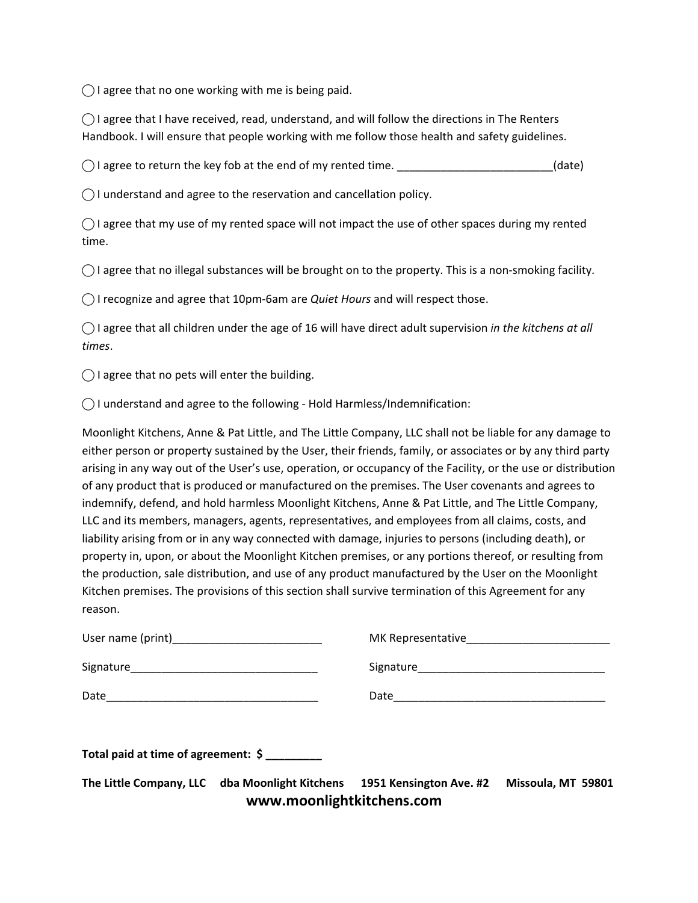◯ I agree that no one working with me is being paid.

◯ I agree that I have received, read, understand, and will follow the directions in The Renters Handbook. I will ensure that people working with me follow those health and safety guidelines.

◯ I agree to return the key fob at the end of my rented time. ________________________(date)

◯ I understand and agree to the reservation and cancellation policy.

◯ I agree that my use of my rented space will not impact the use of other spaces during my rented time.

◯ I agree that no illegal substances will be brought on to the property. This is a non-smoking facility.

◯ I recognize and agree that 10pm-6am are *Quiet Hours* and will respect those.

◯ I agree that all children under the age of 16 will have direct adult supervision *in the kitchens at all times*.

◯ I agree that no pets will enter the building.

◯ I understand and agree to the following - Hold Harmless/Indemnification:

Moonlight Kitchens, Anne & Pat Little, and The Little Company, LLC shall not be liable for any damage to either person or property sustained by the User, their friends, family, or associates or by any third party arising in any way out of the User's use, operation, or occupancy of the Facility, or the use or distribution of any product that is produced or manufactured on the premises. The User covenants and agrees to indemnify, defend, and hold harmless Moonlight Kitchens, Anne & Pat Little, and The Little Company, LLC and its members, managers, agents, representatives, and employees from all claims, costs, and liability arising from or in any way connected with damage, injuries to persons (including death), or property in, upon, or about the Moonlight Kitchen premises, or any portions thereof, or resulting from the production, sale distribution, and use of any product manufactured by the User on the Moonlight Kitchen premises. The provisions of this section shall survive termination of this Agreement for any reason.

User name (print)________________________ MK Representative_______________________

Signature______________________________ Signature______________________________

Date_________________________________ Date__________________________________

**Total paid at time of agreement: $ _________**

**The Little Company, LLC dba Moonlight Kitchens 1951 Kensington Ave. #2 Missoula, MT 59801**

**www.moonlightkitchens.com**